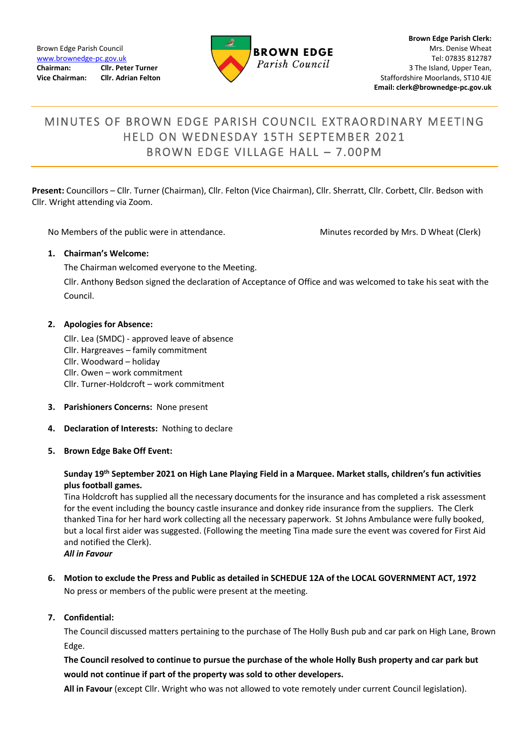Brown Edge Parish Council
www.brownedge-pc.gov.uk
**Chairman:** **Cllr. Peter Turner**
**Vice Chairman:** **Cllr. Adrian Felton**

**BROWN EDGE**
*Parish Council*

**Brown Edge Parish Clerk:**
Mrs. Denise Wheat
Tel: 07835 812787
3 The Island, Upper Tean,
Staffordshire Moorlands, ST10 4JE
**Email: clerk@brownedge-pc.gov.uk**

# MINUTES OF BROWN EDGE PARISH COUNCIL EXTRAORDINARY MEETING HELD ON WEDNESDAY 15TH SEPTEMBER 2021 BROWN EDGE VILLAGE HALL – 7.00PM

**Present:** Councillors – Cllr. Turner (Chairman), Cllr. Felton (Vice Chairman), Cllr. Sherratt, Cllr. Corbett, Cllr. Bedson with Cllr. Wright attending via Zoom.

No Members of the public were in attendance.

Minutes recorded by Mrs. D Wheat (Clerk)

1. **Chairman's Welcome:**

   The Chairman welcomed everyone to the Meeting.

   Cllr. Anthony Bedson signed the declaration of Acceptance of Office and was welcomed to take his seat with the Council.

2. **Apologies for Absence:**

   Cllr. Lea (SMDC) - approved leave of absence
   Cllr. Hargreaves – family commitment
   Cllr. Woodward – holiday
   Cllr. Owen – work commitment
   Cllr. Turner-Holdcroft – work commitment

3. **Parishioners Concerns:** None present

4. **Declaration of Interests:** Nothing to declare

5. **Brown Edge Bake Off Event:**

   **Sunday 19th September 2021 on High Lane Playing Field in a Marquee. Market stalls, children's fun activities plus football games.**
   Tina Holdcroft has supplied all the necessary documents for the insurance and has completed a risk assessment for the event including the bouncy castle insurance and donkey ride insurance from the suppliers. The Clerk thanked Tina for her hard work collecting all the necessary paperwork. St Johns Ambulance were fully booked, but a local first aider was suggested. (Following the meeting Tina made sure the event was covered for First Aid and notified the Clerk).
   ***All in Favour***

6. **Motion to exclude the Press and Public as detailed in SCHEDUE 12A of the LOCAL GOVERNMENT ACT, 1972**
   No press or members of the public were present at the meeting.

7. **Confidential:**

   The Council discussed matters pertaining to the purchase of The Holly Bush pub and car park on High Lane, Brown Edge.

   **The Council resolved to continue to pursue the purchase of the whole Holly Bush property and car park but would not continue if part of the property was sold to other developers.**

   **All in Favour** (except Cllr. Wright who was not allowed to vote remotely under current Council legislation).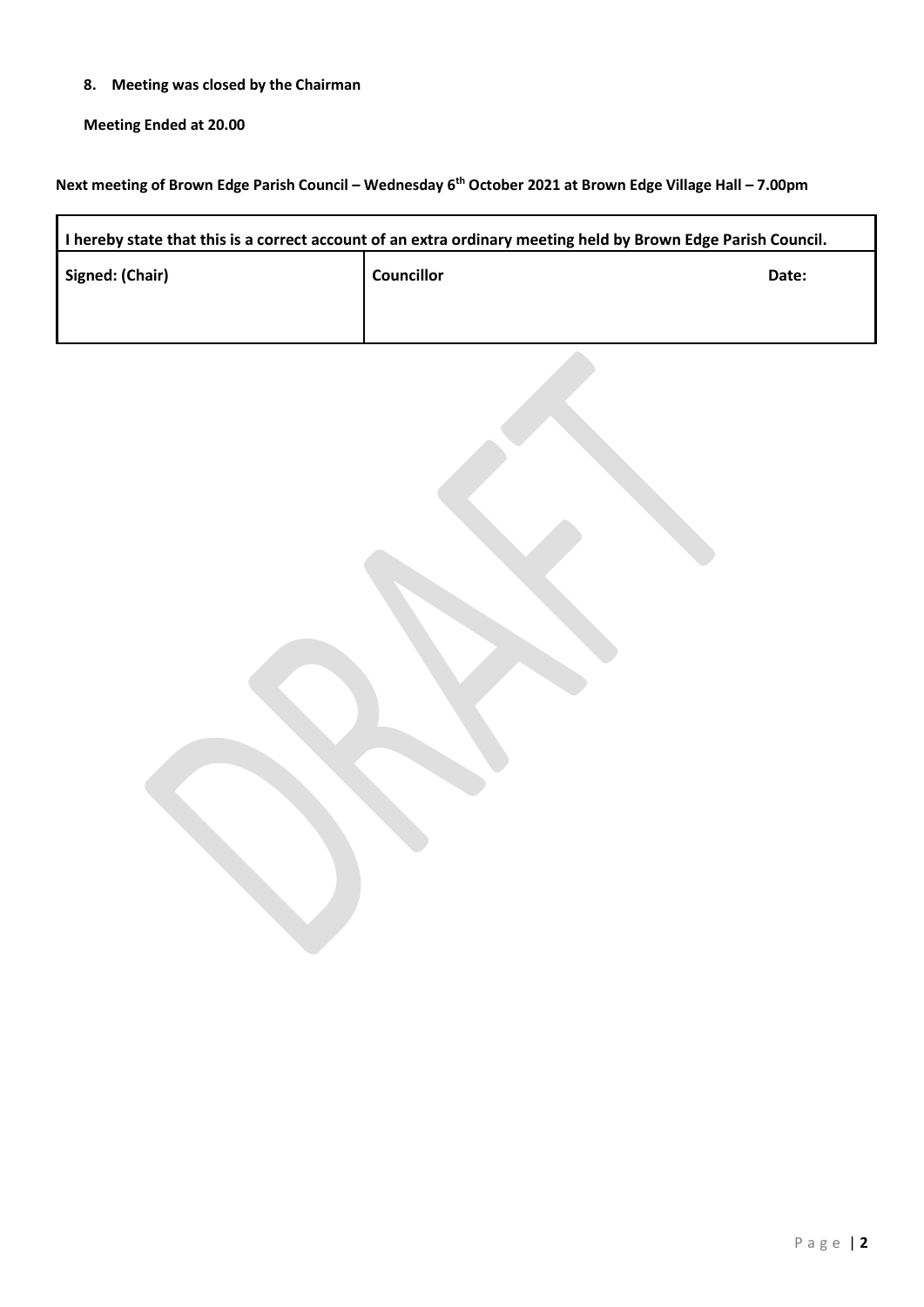**8. Meeting was closed by the Chairman**

**Meeting Ended at 20.00**

**Next meeting of Brown Edge Parish Council – Wednesday 6th October 2021 at Brown Edge Village Hall – 7.00pm**

| I hereby state that this is a correct account of an extra ordinary meeting held by Brown Edge Parish Council. | | |
|---|---|---|
| **Signed: (Chair)** | **Councillor** | **Date:** |

DRAFT